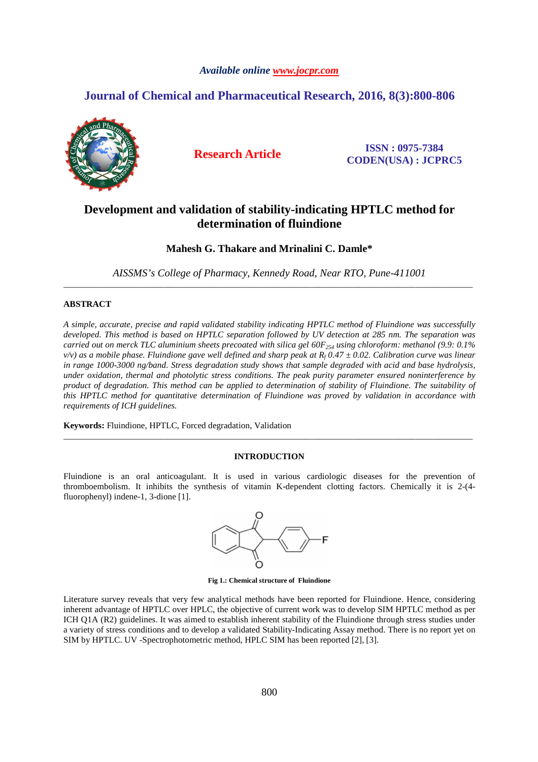*Available online www.jocpr.com*

**Journal of Chemical and Pharmaceutical Research, 2016, 8(3):800-806**

**Research Article**

**ISSN : 0975-7384**
**CODEN(USA) : JCPRC5**

# Development and validation of stability-indicating HPTLC method for determination of fluindione

**Mahesh G. Thakare and Mrinalini C. Damle***

*AISSMS's College of Pharmacy, Kennedy Road, Near RTO, Pune-411001*

---

## ABSTRACT

*A simple, accurate, precise and rapid validated stability indicating HPTLC method of Fluindione was successfully developed. This method is based on HPTLC separation followed by UV detection at 285 nm. The separation was carried out on merck TLC aluminium sheets precoated with silica gel 60$F_{254}$ using chloroform: methanol (9.9: 0.1% v/v) as a mobile phase. Fluindione gave well defined and sharp peak at $R_f$ 0.47 ± 0.02. Calibration curve was linear in range 1000-3000 ng/band. Stress degradation study shows that sample degraded with acid and base hydrolysis, under oxidation, thermal and photolytic stress conditions. The peak purity parameter ensured noninterference by product of degradation. This method can be applied to determination of stability of Fluindione. The suitability of this HPTLC method for quantitative determination of Fluindione was proved by validation in accordance with requirements of ICH guidelines.*

**Keywords:** Fluindione, HPTLC, Forced degradation, Validation

---

## INTRODUCTION

Fluindione is an oral anticoagulant. It is used in various cardiologic diseases for the prevention of thromboembolism. It inhibits the synthesis of vitamin K-dependent clotting factors. Chemically it is 2-(4-fluorophenyl) indene-1, 3-dione [1].

**Fig 1.: Chemical structure of Fluindione**

Literature survey reveals that very few analytical methods have been reported for Fluindione. Hence, considering inherent advantage of HPTLC over HPLC, the objective of current work was to develop SIM HPTLC method as per ICH Q1A (R2) guidelines. It was aimed to establish inherent stability of the Fluindione through stress studies under a variety of stress conditions and to develop a validated Stability-Indicating Assay method. There is no report yet on SIM by HPTLC. UV -Spectrophotometric method, HPLC SIM has been reported [2], [3].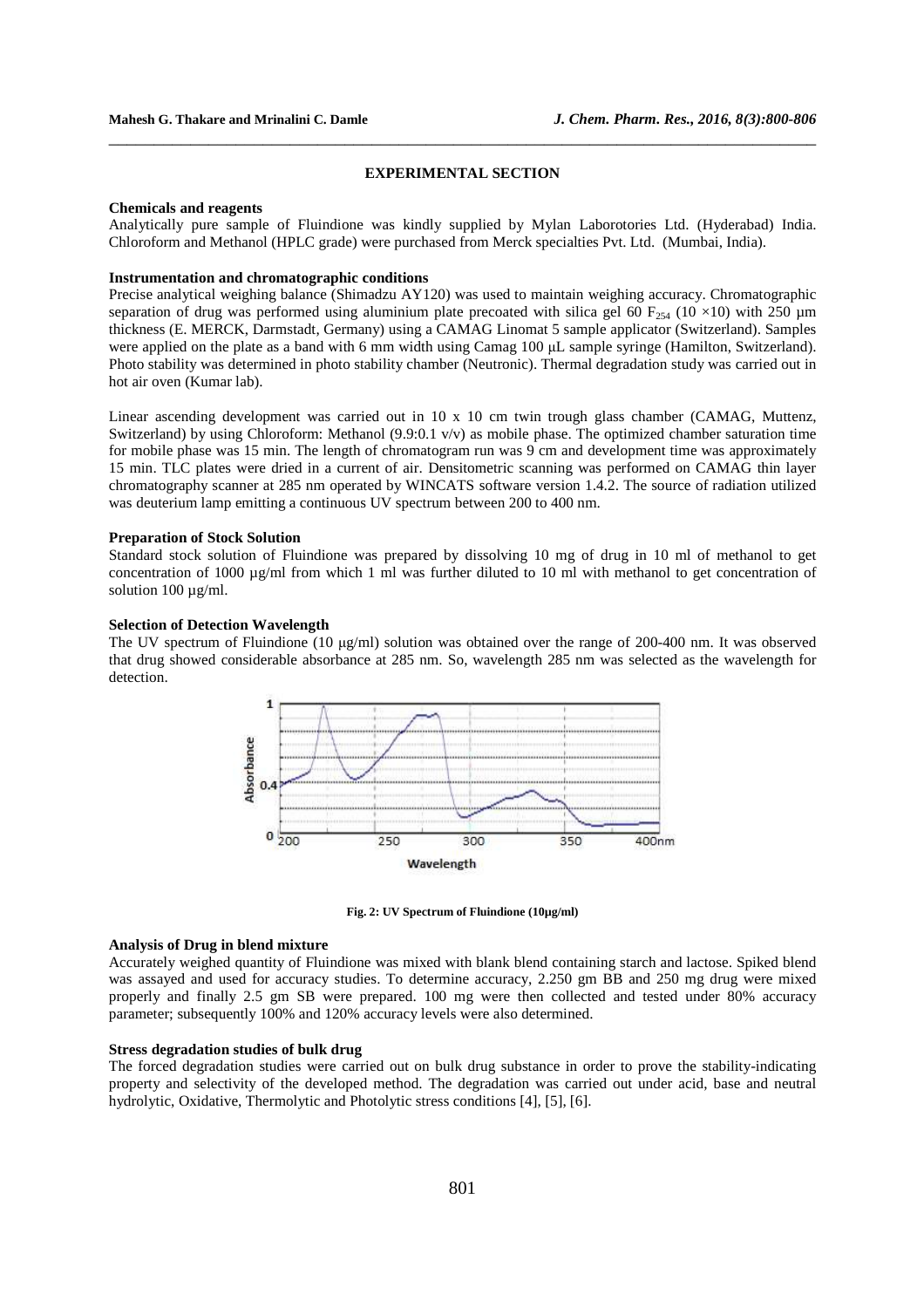## EXPERIMENTAL SECTION

### Chemicals and reagents

Analytically pure sample of Fluindione was kindly supplied by Mylan Laborotories Ltd. (Hyderabad) India. Chloroform and Methanol (HPLC grade) were purchased from Merck specialties Pvt. Ltd. (Mumbai, India).

### Instrumentation and chromatographic conditions

Precise analytical weighing balance (Shimadzu AY120) was used to maintain weighing accuracy. Chromatographic separation of drug was performed using aluminium plate precoated with silica gel 60 $F_{254}$ (10 ×10) with 250 µm thickness (E. MERCK, Darmstadt, Germany) using a CAMAG Linomat 5 sample applicator (Switzerland). Samples were applied on the plate as a band with 6 mm width using Camag 100 µL sample syringe (Hamilton, Switzerland). Photo stability was determined in photo stability chamber (Neutronic). Thermal degradation study was carried out in hot air oven (Kumar lab).

Linear ascending development was carried out in 10 x 10 cm twin trough glass chamber (CAMAG, Muttenz, Switzerland) by using Chloroform: Methanol (9.9:0.1 v/v) as mobile phase. The optimized chamber saturation time for mobile phase was 15 min. The length of chromatogram run was 9 cm and development time was approximately 15 min. TLC plates were dried in a current of air. Densitometric scanning was performed on CAMAG thin layer chromatography scanner at 285 nm operated by WINCATS software version 1.4.2. The source of radiation utilized was deuterium lamp emitting a continuous UV spectrum between 200 to 400 nm.

### Preparation of Stock Solution

Standard stock solution of Fluindione was prepared by dissolving 10 mg of drug in 10 ml of methanol to get concentration of 1000 µg/ml from which 1 ml was further diluted to 10 ml with methanol to get concentration of solution 100 µg/ml.

### Selection of Detection Wavelength

The UV spectrum of Fluindione (10 µg/ml) solution was obtained over the range of 200-400 nm. It was observed that drug showed considerable absorbance at 285 nm. So, wavelength 285 nm was selected as the wavelength for detection.

**Fig. 2: UV Spectrum of Fluindione (10µg/ml)**

### Analysis of Drug in blend mixture

Accurately weighed quantity of Fluindione was mixed with blank blend containing starch and lactose. Spiked blend was assayed and used for accuracy studies. To determine accuracy, 2.250 gm BB and 250 mg drug were mixed properly and finally 2.5 gm SB were prepared. 100 mg were then collected and tested under 80% accuracy parameter; subsequently 100% and 120% accuracy levels were also determined.

### Stress degradation studies of bulk drug

The forced degradation studies were carried out on bulk drug substance in order to prove the stability-indicating property and selectivity of the developed method. The degradation was carried out under acid, base and neutral hydrolytic, Oxidative, Thermolytic and Photolytic stress conditions [4], [5], [6].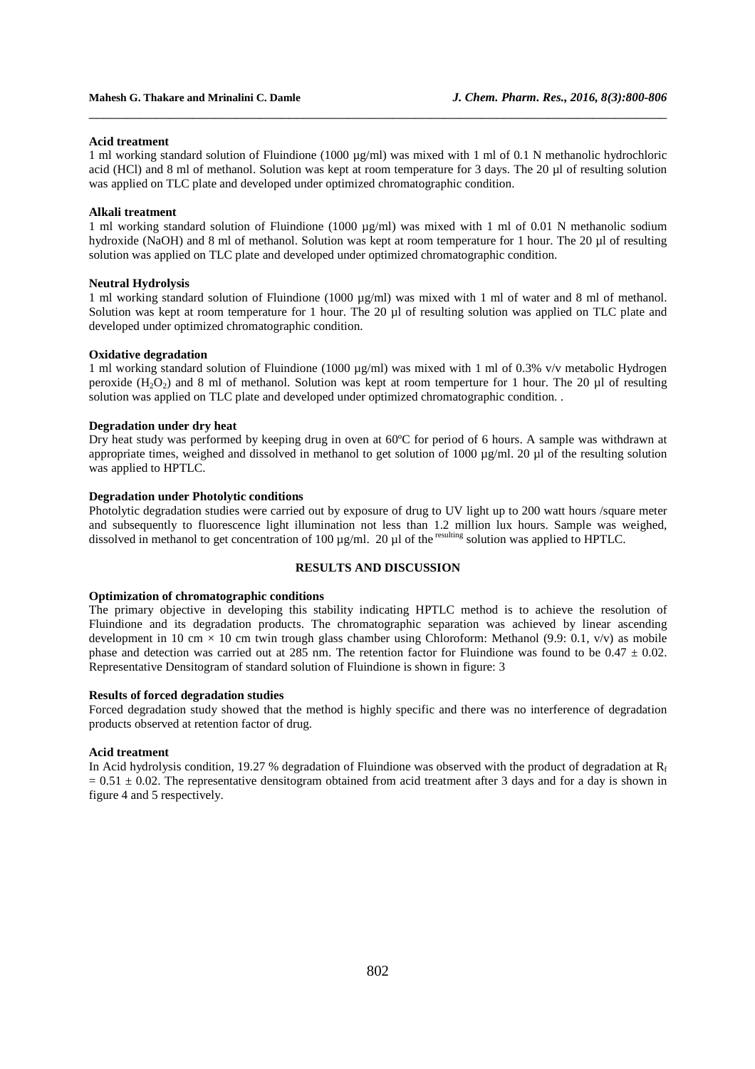### Acid treatment

1 ml working standard solution of Fluindione (1000 µg/ml) was mixed with 1 ml of 0.1 N methanolic hydrochloric acid (HCl) and 8 ml of methanol. Solution was kept at room temperature for 3 days. The 20 µl of resulting solution was applied on TLC plate and developed under optimized chromatographic condition.

### Alkali treatment

1 ml working standard solution of Fluindione (1000 µg/ml) was mixed with 1 ml of 0.01 N methanolic sodium hydroxide (NaOH) and 8 ml of methanol. Solution was kept at room temperature for 1 hour. The 20 µl of resulting solution was applied on TLC plate and developed under optimized chromatographic condition.

### Neutral Hydrolysis

1 ml working standard solution of Fluindione (1000 µg/ml) was mixed with 1 ml of water and 8 ml of methanol. Solution was kept at room temperature for 1 hour. The 20 µl of resulting solution was applied on TLC plate and developed under optimized chromatographic condition.

### Oxidative degradation

1 ml working standard solution of Fluindione (1000 µg/ml) was mixed with 1 ml of 0.3% v/v metabolic Hydrogen peroxide ($H_2O_2$) and 8 ml of methanol. Solution was kept at room temperture for 1 hour. The 20 µl of resulting solution was applied on TLC plate and developed under optimized chromatographic condition. .

### Degradation under dry heat

Dry heat study was performed by keeping drug in oven at 60ºC for period of 6 hours. A sample was withdrawn at appropriate times, weighed and dissolved in methanol to get solution of 1000 µg/ml. 20 µl of the resulting solution was applied to HPTLC.

### Degradation under Photolytic conditions

Photolytic degradation studies were carried out by exposure of drug to UV light up to 200 watt hours /square meter and subsequently to fluorescence light illumination not less than 1.2 million lux hours. Sample was weighed, dissolved in methanol to get concentration of 100 µg/ml. 20 µl of the resulting solution was applied to HPTLC.

## RESULTS AND DISCUSSION

### Optimization of chromatographic conditions

The primary objective in developing this stability indicating HPTLC method is to achieve the resolution of Fluindione and its degradation products. The chromatographic separation was achieved by linear ascending development in 10 cm × 10 cm twin trough glass chamber using Chloroform: Methanol (9.9: 0.1, v/v) as mobile phase and detection was carried out at 285 nm. The retention factor for Fluindione was found to be 0.47 ± 0.02. Representative Densitogram of standard solution of Fluindione is shown in figure: 3

### Results of forced degradation studies

Forced degradation study showed that the method is highly specific and there was no interference of degradation products observed at retention factor of drug.

### Acid treatment

In Acid hydrolysis condition, 19.27 % degradation of Fluindione was observed with the product of degradation at $R_f = 0.51 \pm 0.02$. The representative densitogram obtained from acid treatment after 3 days and for a day is shown in figure 4 and 5 respectively.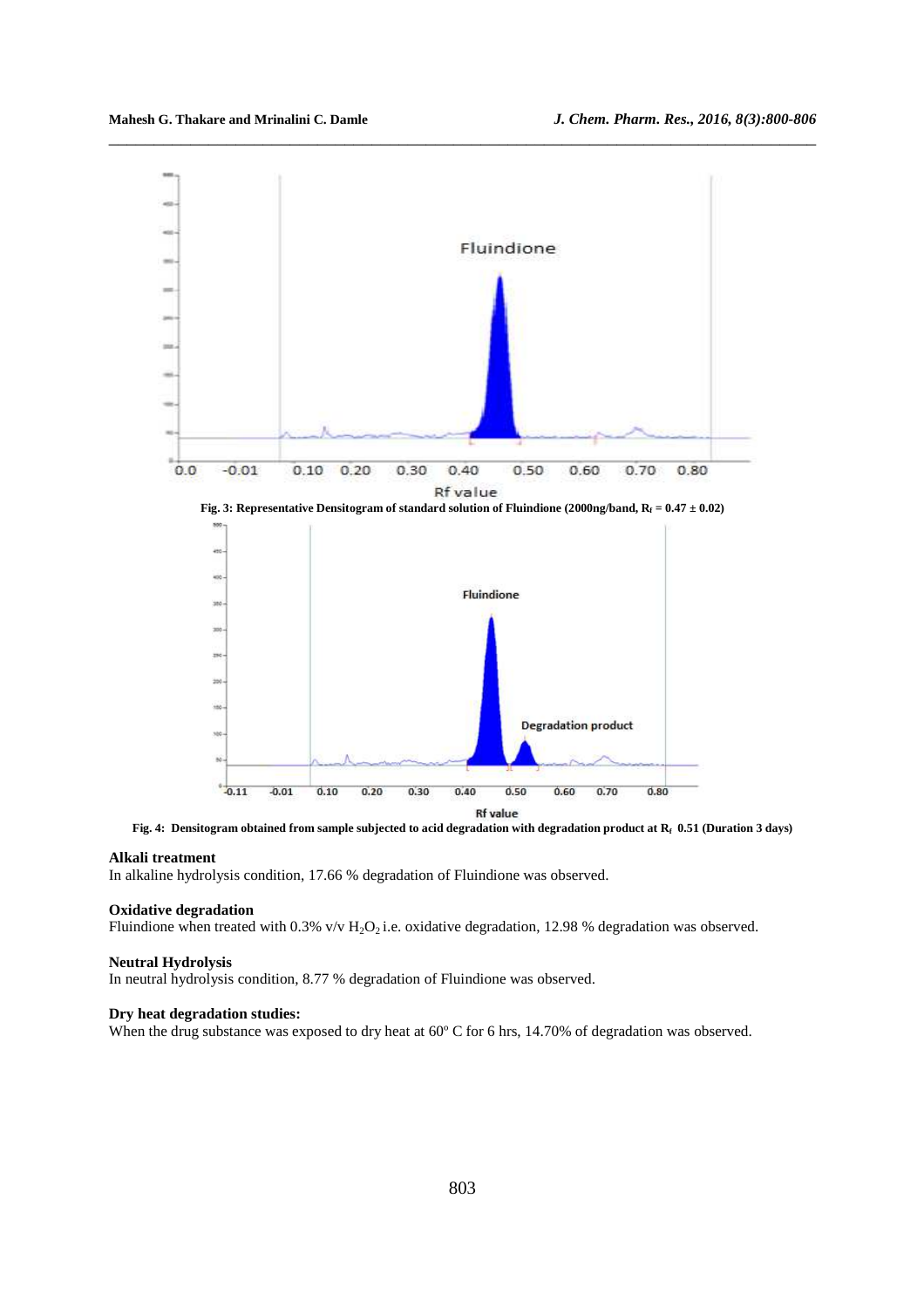Fig. 3: Representative Densitogram of standard solution of Fluindione (2000ng/band, $R_f$ = 0.47 ± 0.02)

Fig. 4: Densitogram obtained from sample subjected to acid degradation with degradation product at $R_f$ 0.51 (Duration 3 days)

**Alkali treatment**
In alkaline hydrolysis condition, 17.66 % degradation of Fluindione was observed.

**Oxidative degradation**
Fluindione when treated with 0.3% v/v $H_2O_2$ i.e. oxidative degradation, 12.98 % degradation was observed.

**Neutral Hydrolysis**
In neutral hydrolysis condition, 8.77 % degradation of Fluindione was observed.

**Dry heat degradation studies:**
When the drug substance was exposed to dry heat at 60º C for 6 hrs, 14.70% of degradation was observed.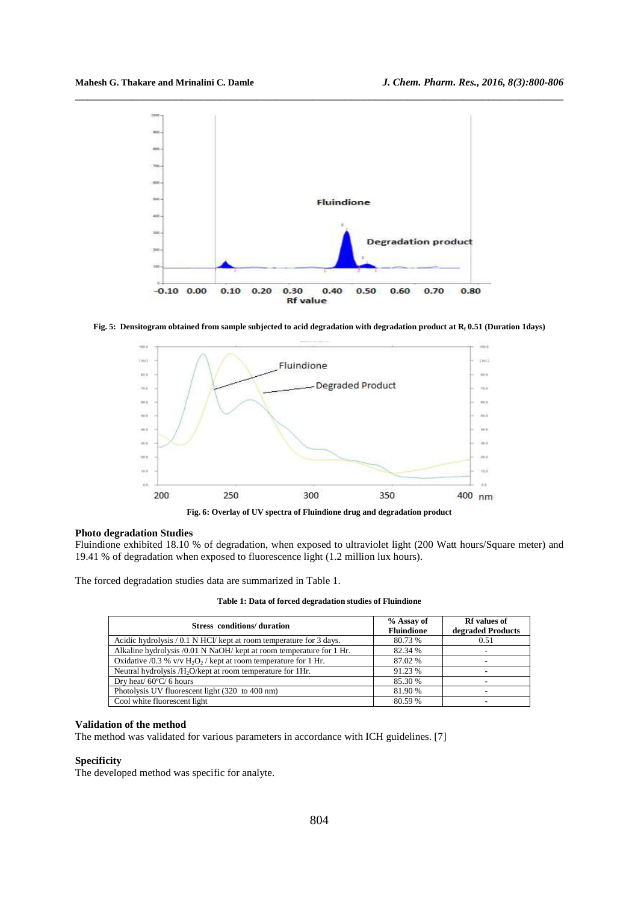Fig. 5: Densitogram obtained from sample subjected to acid degradation with degradation product at $R_f$ 0.51 (Duration 1days)

Fig. 6: Overlay of UV spectra of Fluindione drug and degradation product

### Photo degradation Studies

Fluindione exhibited 18.10 % of degradation, when exposed to ultraviolet light (200 Watt hours/Square meter) and 19.41 % of degradation when exposed to fluorescence light (1.2 million lux hours).

The forced degradation studies data are summarized in Table 1.

**Table 1: Data of forced degradation studies of Fluindione**

| Stress conditions/ duration | % Assay of Fluindione | Rf values of degraded Products |
|---|---|---|
| Acidic hydrolysis / 0.1 N HCl/ kept at room temperature for 3 days. | 80.73 % | 0.51 |
| Alkaline hydrolysis /0.01 N NaOH/ kept at room temperature for 1 Hr. | 82.34 % | - |
| Oxidative /0.3 % v/v $H_2O_2$ / kept at room temperature for 1 Hr. | 87.02 % | - |
| Neutral hydrolysis /$H_2O$/kept at room temperature for 1Hr. | 91.23 % | - |
| Dry heat/ 60ºC/ 6 hours | 85.30 % | - |
| Photolysis UV fluorescent light (320 to 400 nm) | 81.90 % | - |
| Cool white fluorescent light | 80.59 % | - |

### Validation of the method

The method was validated for various parameters in accordance with ICH guidelines. [7]

### Specificity

The developed method was specific for analyte.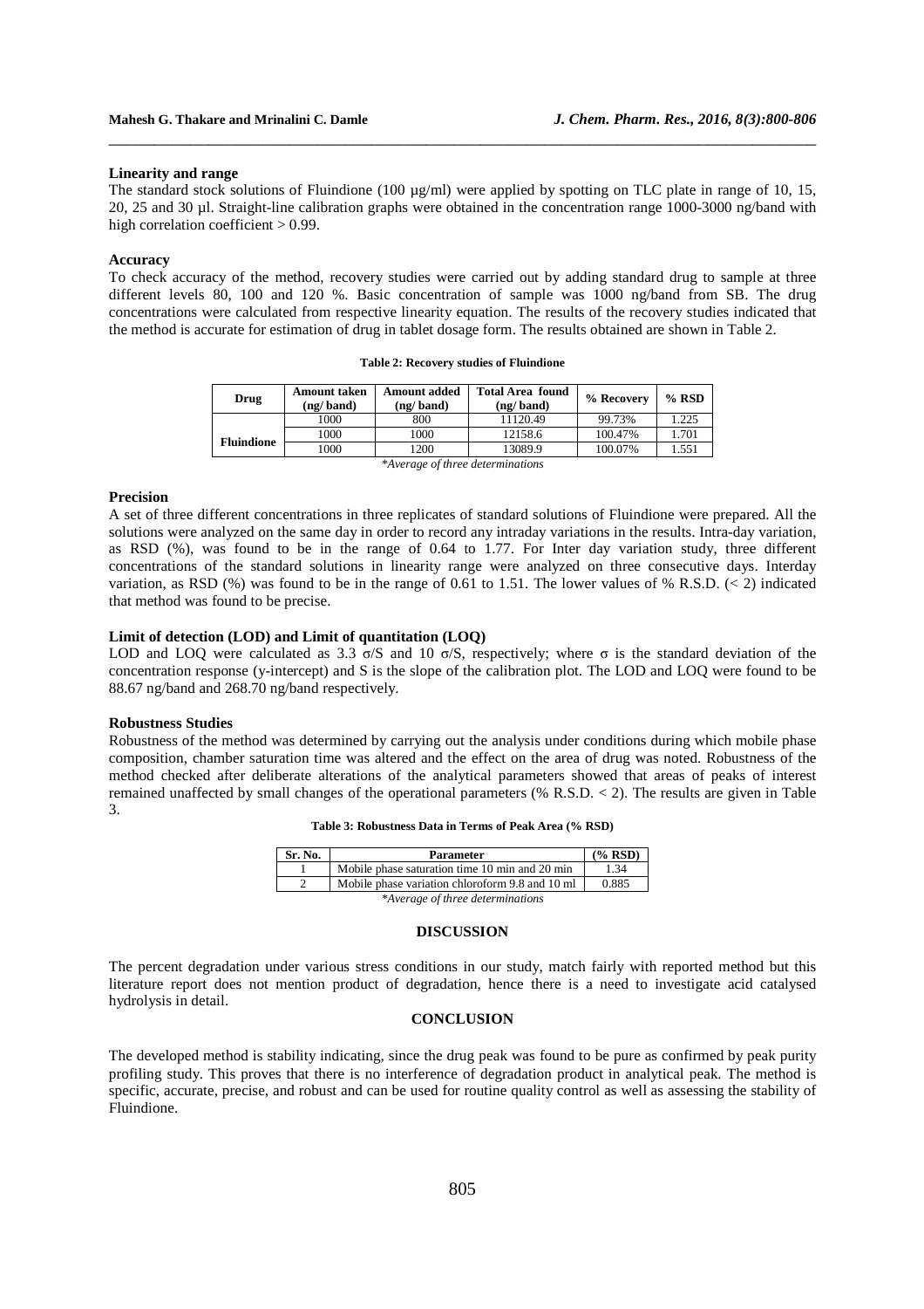**Linearity and range**

The standard stock solutions of Fluindione (100 µg/ml) were applied by spotting on TLC plate in range of 10, 15, 20, 25 and 30 µl. Straight-line calibration graphs were obtained in the concentration range 1000-3000 ng/band with high correlation coefficient > 0.99.

**Accuracy**

To check accuracy of the method, recovery studies were carried out by adding standard drug to sample at three different levels 80, 100 and 120 %. Basic concentration of sample was 1000 ng/band from SB. The drug concentrations were calculated from respective linearity equation. The results of the recovery studies indicated that the method is accurate for estimation of drug in tablet dosage form. The results obtained are shown in Table 2.

**Table 2: Recovery studies of Fluindione**

| Drug | Amount taken (ng/ band) | Amount added (ng/ band) | Total Area found (ng/ band) | % Recovery | % RSD |
|---|---|---|---|---|---|
| Fluindione | 1000 | 800 | 11120.49 | 99.73% | 1.225 |
| | 1000 | 1000 | 12158.6 | 100.47% | 1.701 |
| | 1000 | 1200 | 13089.9 | 100.07% | 1.551 |

*Average of three determinations*

**Precision**

A set of three different concentrations in three replicates of standard solutions of Fluindione were prepared. All the solutions were analyzed on the same day in order to record any intraday variations in the results. Intra-day variation, as RSD (%), was found to be in the range of 0.64 to 1.77. For Inter day variation study, three different concentrations of the standard solutions in linearity range were analyzed on three consecutive days. Interday variation, as RSD (%) was found to be in the range of 0.61 to 1.51. The lower values of % R.S.D. (< 2) indicated that method was found to be precise.

**Limit of detection (LOD) and Limit of quantitation (LOQ)**

LOD and LOQ were calculated as 3.3 $\sigma$/S and 10 $\sigma$/S, respectively; where $\sigma$ is the standard deviation of the concentration response (y-intercept) and S is the slope of the calibration plot. The LOD and LOQ were found to be 88.67 ng/band and 268.70 ng/band respectively.

**Robustness Studies**

Robustness of the method was determined by carrying out the analysis under conditions during which mobile phase composition, chamber saturation time was altered and the effect on the area of drug was noted. Robustness of the method checked after deliberate alterations of the analytical parameters showed that areas of peaks of interest remained unaffected by small changes of the operational parameters (% R.S.D. < 2). The results are given in Table 3.

**Table 3: Robustness Data in Terms of Peak Area (% RSD)**

| Sr. No. | Parameter | (% RSD) |
|---|---|---|
| 1 | Mobile phase saturation time 10 min and 20 min | 1.34 |
| 2 | Mobile phase variation chloroform 9.8 and 10 ml | 0.885 |

*Average of three determinations*

## DISCUSSION

The percent degradation under various stress conditions in our study, match fairly with reported method but this literature report does not mention product of degradation, hence there is a need to investigate acid catalysed hydrolysis in detail.

## CONCLUSION

The developed method is stability indicating, since the drug peak was found to be pure as confirmed by peak purity profiling study. This proves that there is no interference of degradation product in analytical peak. The method is specific, accurate, precise, and robust and can be used for routine quality control as well as assessing the stability of Fluindione.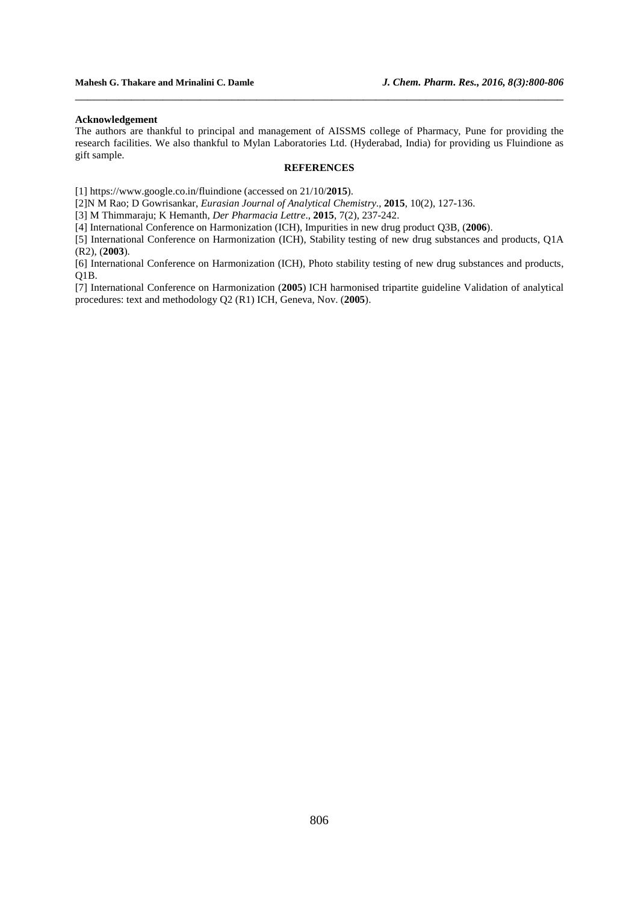### Acknowledgement

The authors are thankful to principal and management of AISSMS college of Pharmacy, Pune for providing the research facilities. We also thankful to Mylan Laboratories Ltd. (Hyderabad, India) for providing us Fluindione as gift sample.

### REFERENCES

[1] https://www.google.co.in/fluindione (accessed on 21/10/**2015**).

[2]N M Rao; D Gowrisankar, *Eurasian Journal of Analytical Chemistry*., **2015**, 10(2), 127-136.

[3] M Thimmaraju; K Hemanth, *Der Pharmacia Lettre*., **2015**, 7(2), 237-242.

[4] International Conference on Harmonization (ICH), Impurities in new drug product Q3B, (**2006**).

[5] International Conference on Harmonization (ICH), Stability testing of new drug substances and products, Q1A (R2), (**2003**).

[6] International Conference on Harmonization (ICH), Photo stability testing of new drug substances and products, Q1B.

[7] International Conference on Harmonization (**2005**) ICH harmonised tripartite guideline Validation of analytical procedures: text and methodology Q2 (R1) ICH, Geneva, Nov. (**2005**).